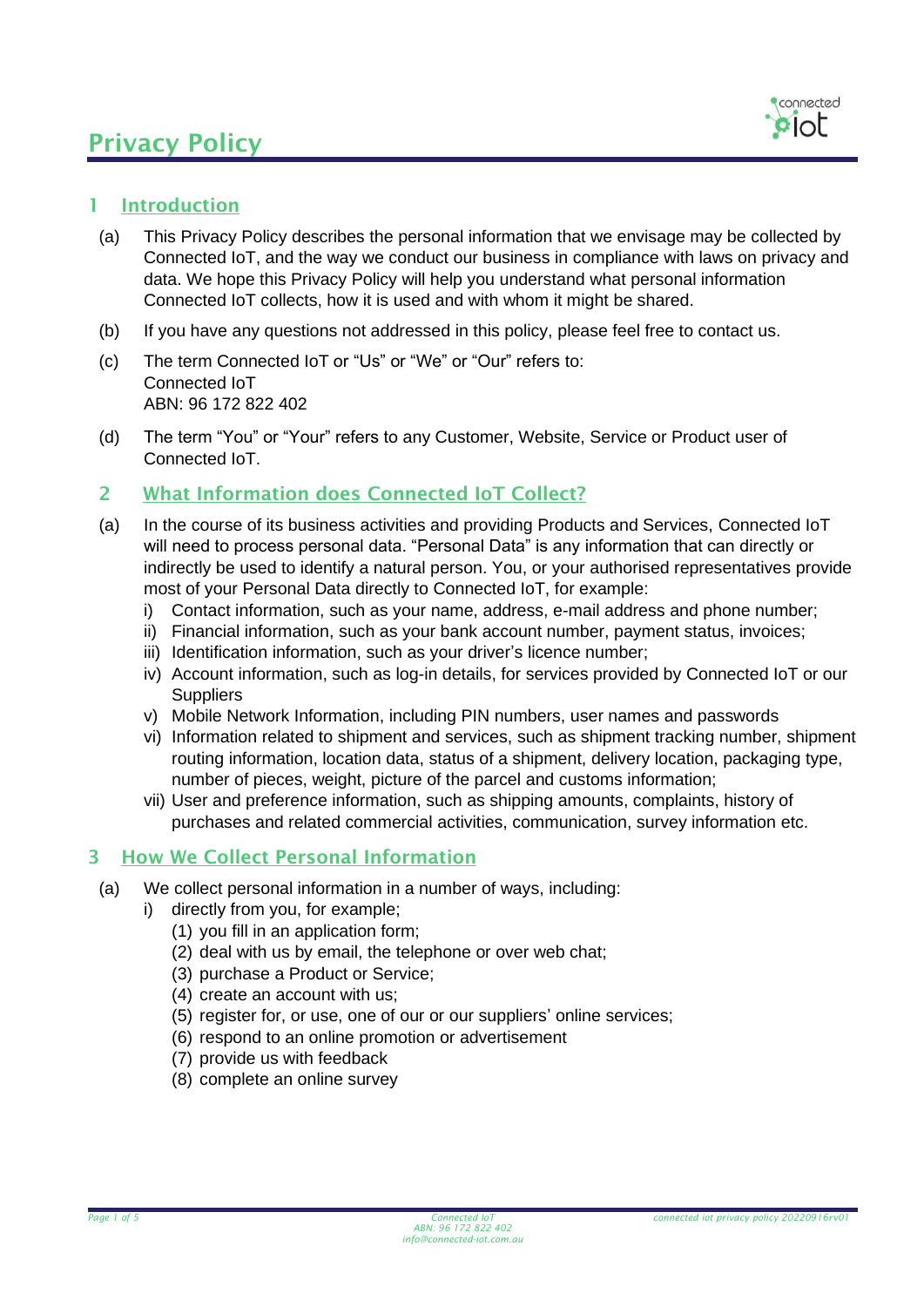# Privacy Policy

## 1 Introduction

(a) This Privacy Policy describes the personal information that we envisage may be collected by Connected IoT, and the way we conduct our business in compliance with laws on privacy and data. We hope this Privacy Policy will help you understand what personal information Connected IoT collects, how it is used and with whom it might be shared.

(b) If you have any questions not addressed in this policy, please feel free to contact us.

(c) The term Connected IoT or "Us" or "We" or "Our" refers to:
Connected IoT
ABN: 96 172 822 402

(d) The term "You" or "Your" refers to any Customer, Website, Service or Product user of Connected IoT.

## 2 What Information does Connected IoT Collect?

(a) In the course of its business activities and providing Products and Services, Connected IoT will need to process personal data. "Personal Data" is any information that can directly or indirectly be used to identify a natural person. You, or your authorised representatives provide most of your Personal Data directly to Connected IoT, for example:

i) Contact information, such as your name, address, e-mail address and phone number;
ii) Financial information, such as your bank account number, payment status, invoices;
iii) Identification information, such as your driver's licence number;
iv) Account information, such as log-in details, for services provided by Connected IoT or our Suppliers
v) Mobile Network Information, including PIN numbers, user names and passwords
vi) Information related to shipment and services, such as shipment tracking number, shipment routing information, location data, status of a shipment, delivery location, packaging type, number of pieces, weight, picture of the parcel and customs information;
vii) User and preference information, such as shipping amounts, complaints, history of purchases and related commercial activities, communication, survey information etc.

## 3 How We Collect Personal Information

(a) We collect personal information in a number of ways, including:

i) directly from you, for example;
(1) you fill in an application form;
(2) deal with us by email, the telephone or over web chat;
(3) purchase a Product or Service;
(4) create an account with us;
(5) register for, or use, one of our or our suppliers' online services;
(6) respond to an online promotion or advertisement
(7) provide us with feedback
(8) complete an online survey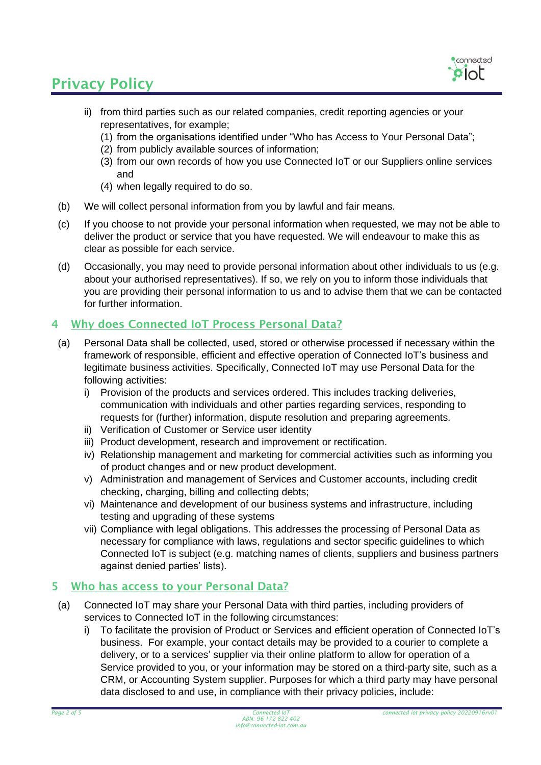- ii) from third parties such as our related companies, credit reporting agencies or your representatives, for example;
      - (1) from the organisations identified under "Who has Access to Your Personal Data";
      - (2) from publicly available sources of information;
      - (3) from our own records of how you use Connected IoT or our Suppliers online services and
      - (4) when legally required to do so.

(b) We will collect personal information from you by lawful and fair means.

(c) If you choose to not provide your personal information when requested, we may not be able to deliver the product or service that you have requested. We will endeavour to make this as clear as possible for each service.

(d) Occasionally, you may need to provide personal information about other individuals to us (e.g. about your authorised representatives). If so, we rely on you to inform those individuals that you are providing their personal information to us and to advise them that we can be contacted for further information.

## 4 Why does Connected IoT Process Personal Data?

(a) Personal Data shall be collected, used, stored or otherwise processed if necessary within the framework of responsible, efficient and effective operation of Connected IoT's business and legitimate business activities. Specifically, Connected IoT may use Personal Data for the following activities:

   - i) Provision of the products and services ordered. This includes tracking deliveries, communication with individuals and other parties regarding services, responding to requests for (further) information, dispute resolution and preparing agreements.
   - ii) Verification of Customer or Service user identity
   - iii) Product development, research and improvement or rectification.
   - iv) Relationship management and marketing for commercial activities such as informing you of product changes and or new product development.
   - v) Administration and management of Services and Customer accounts, including credit checking, charging, billing and collecting debts;
   - vi) Maintenance and development of our business systems and infrastructure, including testing and upgrading of these systems
   - vii) Compliance with legal obligations. This addresses the processing of Personal Data as necessary for compliance with laws, regulations and sector specific guidelines to which Connected IoT is subject (e.g. matching names of clients, suppliers and business partners against denied parties' lists).

## 5 Who has access to your Personal Data?

(a) Connected IoT may share your Personal Data with third parties, including providers of services to Connected IoT in the following circumstances:

   - i) To facilitate the provision of Product or Services and efficient operation of Connected IoT's business. For example, your contact details may be provided to a courier to complete a delivery, or to a services' supplier via their online platform to allow for operation of a Service provided to you, or your information may be stored on a third-party site, such as a CRM, or Accounting System supplier. Purposes for which a third party may have personal data disclosed to and use, in compliance with their privacy policies, include: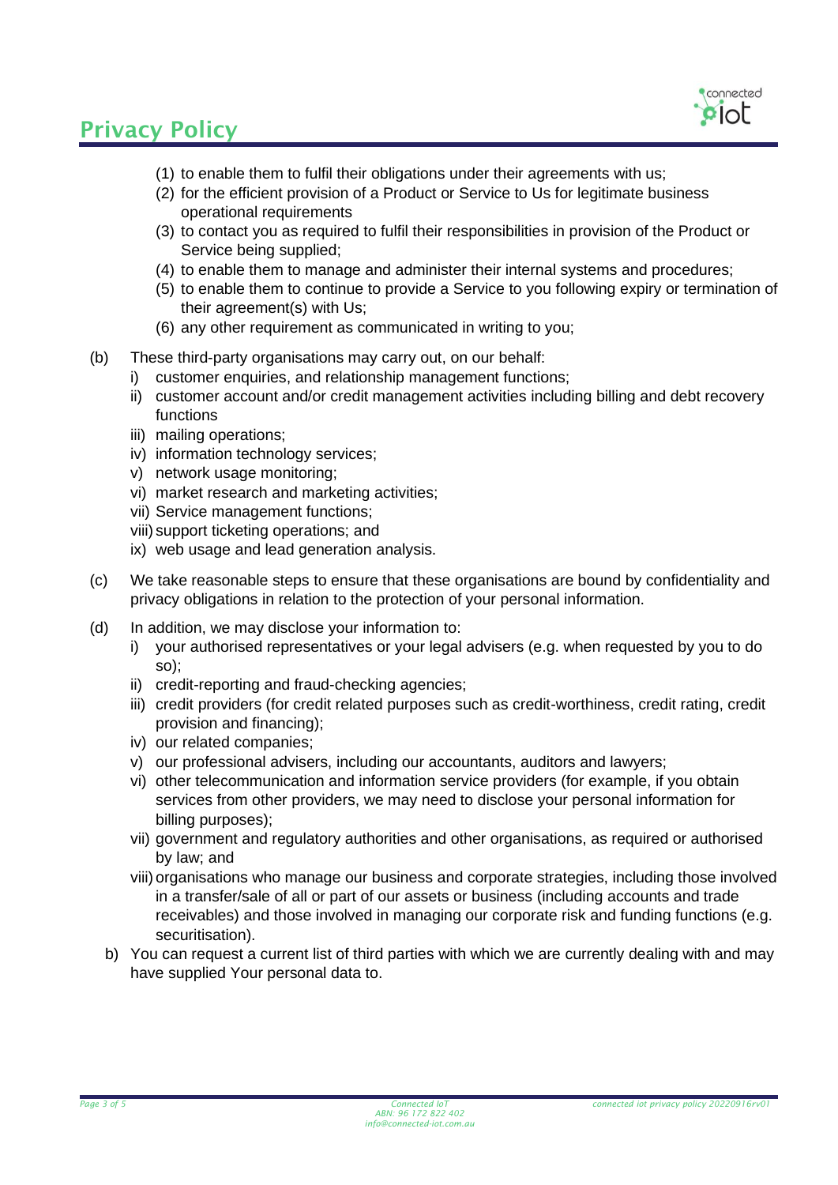(1) to enable them to fulfil their obligations under their agreements with us;
(2) for the efficient provision of a Product or Service to Us for legitimate business operational requirements
(3) to contact you as required to fulfil their responsibilities in provision of the Product or Service being supplied;
(4) to enable them to manage and administer their internal systems and procedures;
(5) to enable them to continue to provide a Service to you following expiry or termination of their agreement(s) with Us;
(6) any other requirement as communicated in writing to you;

(b) These third-party organisations may carry out, on our behalf:
   i) customer enquiries, and relationship management functions;
   ii) customer account and/or credit management activities including billing and debt recovery functions
   iii) mailing operations;
   iv) information technology services;
   v) network usage monitoring;
   vi) market research and marketing activities;
   vii) Service management functions;
   viii) support ticketing operations; and
   ix) web usage and lead generation analysis.

(c) We take reasonable steps to ensure that these organisations are bound by confidentiality and privacy obligations in relation to the protection of your personal information.

(d) In addition, we may disclose your information to:
   i) your authorised representatives or your legal advisers (e.g. when requested by you to do so);
   ii) credit-reporting and fraud-checking agencies;
   iii) credit providers (for credit related purposes such as credit-worthiness, credit rating, credit provision and financing);
   iv) our related companies;
   v) our professional advisers, including our accountants, auditors and lawyers;
   vi) other telecommunication and information service providers (for example, if you obtain services from other providers, we may need to disclose your personal information for billing purposes);
   vii) government and regulatory authorities and other organisations, as required or authorised by law; and
   viii) organisations who manage our business and corporate strategies, including those involved in a transfer/sale of all or part of our assets or business (including accounts and trade receivables) and those involved in managing our corporate risk and funding functions (e.g. securitisation).

b) You can request a current list of third parties with which we are currently dealing with and may have supplied Your personal data to.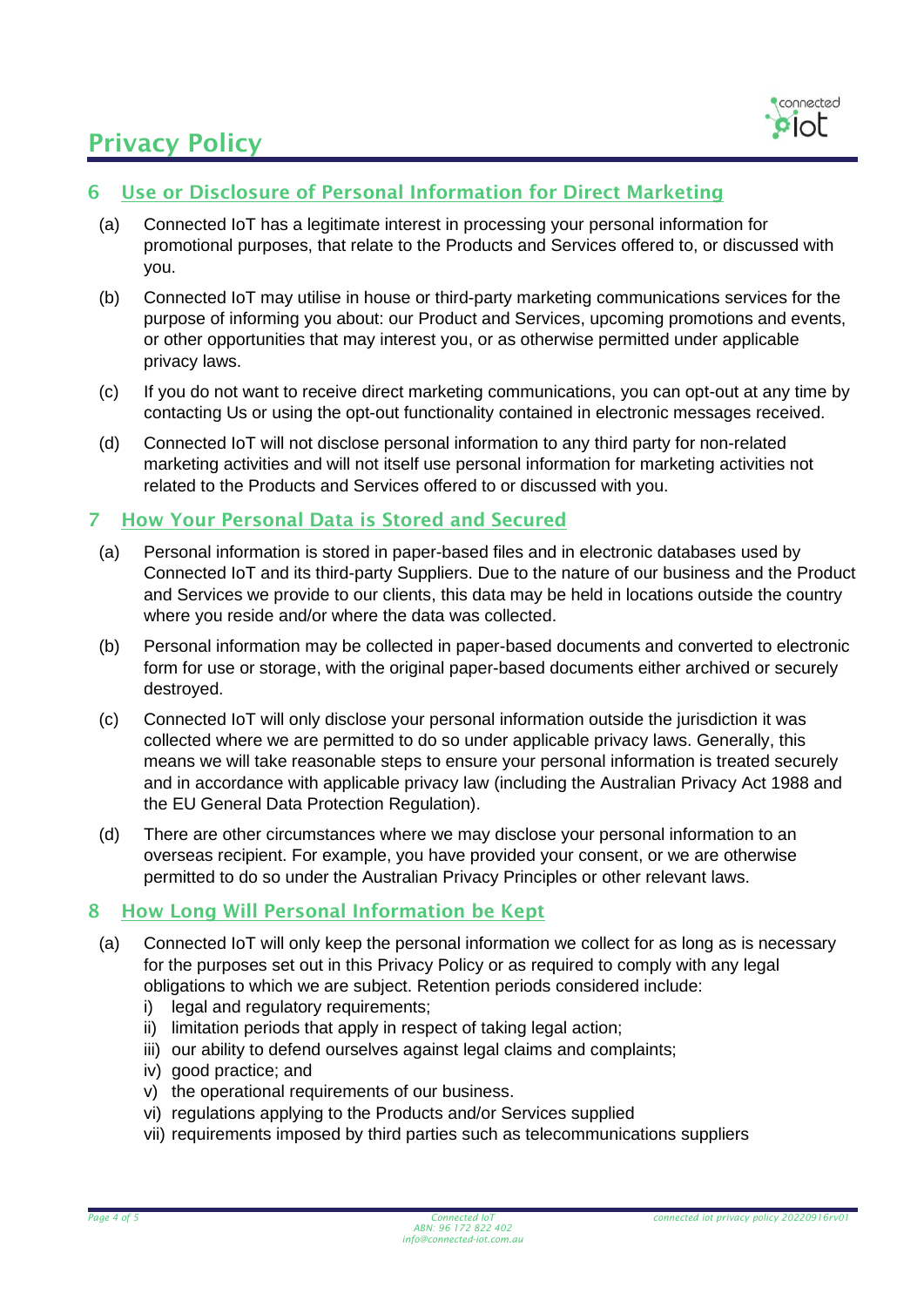## 6 Use or Disclosure of Personal Information for Direct Marketing

(a) Connected IoT has a legitimate interest in processing your personal information for promotional purposes, that relate to the Products and Services offered to, or discussed with you.

(b) Connected IoT may utilise in house or third-party marketing communications services for the purpose of informing you about: our Product and Services, upcoming promotions and events, or other opportunities that may interest you, or as otherwise permitted under applicable privacy laws.

(c) If you do not want to receive direct marketing communications, you can opt-out at any time by contacting Us or using the opt-out functionality contained in electronic messages received.

(d) Connected IoT will not disclose personal information to any third party for non-related marketing activities and will not itself use personal information for marketing activities not related to the Products and Services offered to or discussed with you.

## 7 How Your Personal Data is Stored and Secured

(a) Personal information is stored in paper-based files and in electronic databases used by Connected IoT and its third-party Suppliers. Due to the nature of our business and the Product and Services we provide to our clients, this data may be held in locations outside the country where you reside and/or where the data was collected.

(b) Personal information may be collected in paper-based documents and converted to electronic form for use or storage, with the original paper-based documents either archived or securely destroyed.

(c) Connected IoT will only disclose your personal information outside the jurisdiction it was collected where we are permitted to do so under applicable privacy laws. Generally, this means we will take reasonable steps to ensure your personal information is treated securely and in accordance with applicable privacy law (including the Australian Privacy Act 1988 and the EU General Data Protection Regulation).

(d) There are other circumstances where we may disclose your personal information to an overseas recipient. For example, you have provided your consent, or we are otherwise permitted to do so under the Australian Privacy Principles or other relevant laws.

## 8 How Long Will Personal Information be Kept

(a) Connected IoT will only keep the personal information we collect for as long as is necessary for the purposes set out in this Privacy Policy or as required to comply with any legal obligations to which we are subject. Retention periods considered include:

i) legal and regulatory requirements;
ii) limitation periods that apply in respect of taking legal action;
iii) our ability to defend ourselves against legal claims and complaints;
iv) good practice; and
v) the operational requirements of our business.
vi) regulations applying to the Products and/or Services supplied
vii) requirements imposed by third parties such as telecommunications suppliers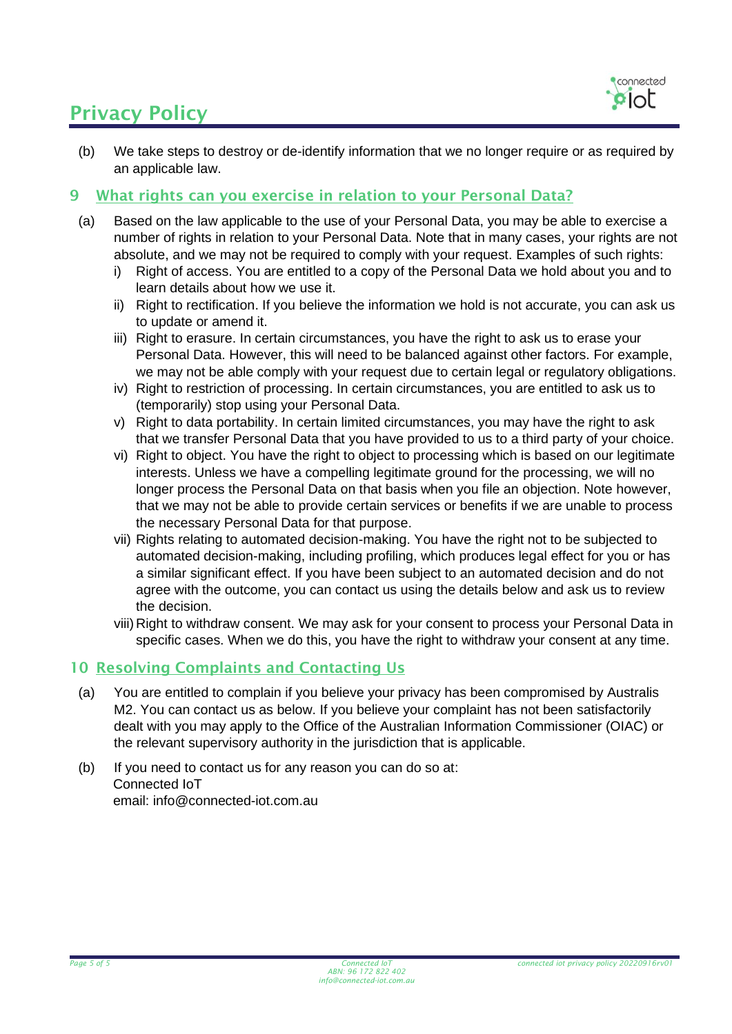(b) We take steps to destroy or de-identify information that we no longer require or as required by an applicable law.

## 9 What rights can you exercise in relation to your Personal Data?

(a) Based on the law applicable to the use of your Personal Data, you may be able to exercise a number of rights in relation to your Personal Data. Note that in many cases, your rights are not absolute, and we may not be required to comply with your request. Examples of such rights:

i) Right of access. You are entitled to a copy of the Personal Data we hold about you and to learn details about how we use it.

ii) Right to rectification. If you believe the information we hold is not accurate, you can ask us to update or amend it.

iii) Right to erasure. In certain circumstances, you have the right to ask us to erase your Personal Data. However, this will need to be balanced against other factors. For example, we may not be able comply with your request due to certain legal or regulatory obligations.

iv) Right to restriction of processing. In certain circumstances, you are entitled to ask us to (temporarily) stop using your Personal Data.

v) Right to data portability. In certain limited circumstances, you may have the right to ask that we transfer Personal Data that you have provided to us to a third party of your choice.

vi) Right to object. You have the right to object to processing which is based on our legitimate interests. Unless we have a compelling legitimate ground for the processing, we will no longer process the Personal Data on that basis when you file an objection. Note however, that we may not be able to provide certain services or benefits if we are unable to process the necessary Personal Data for that purpose.

vii) Rights relating to automated decision-making. You have the right not to be subjected to automated decision-making, including profiling, which produces legal effect for you or has a similar significant effect. If you have been subject to an automated decision and do not agree with the outcome, you can contact us using the details below and ask us to review the decision.

viii) Right to withdraw consent. We may ask for your consent to process your Personal Data in specific cases. When we do this, you have the right to withdraw your consent at any time.

## 10 Resolving Complaints and Contacting Us

(a) You are entitled to complain if you believe your privacy has been compromised by Australis M2. You can contact us as below. If you believe your complaint has not been satisfactorily dealt with you may apply to the Office of the Australian Information Commissioner (OIAC) or the relevant supervisory authority in the jurisdiction that is applicable.

(b) If you need to contact us for any reason you can do so at:
Connected IoT
email: info@connected-iot.com.au